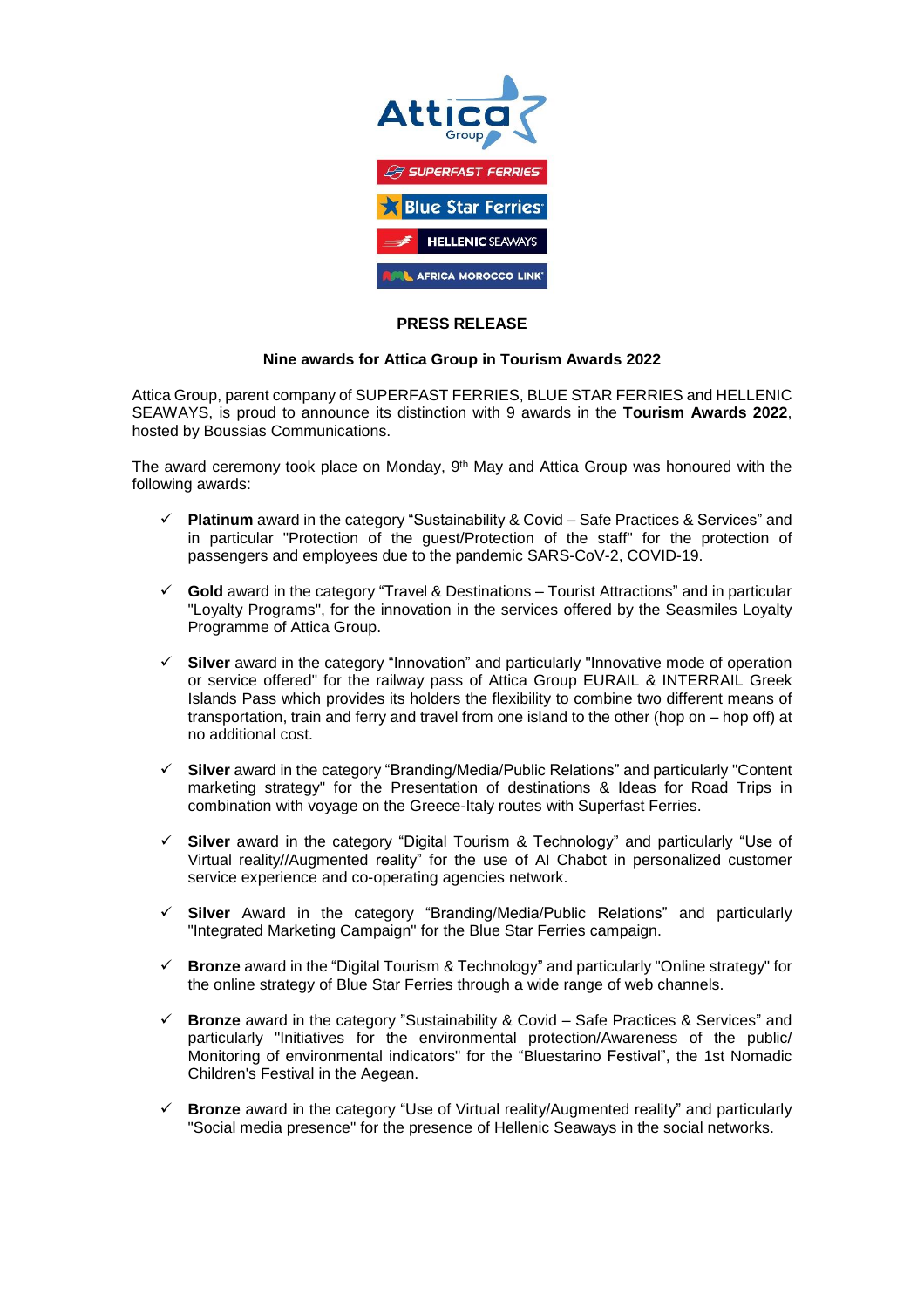**PRESS RELEASE**

**Nine awards for Attica Group in Tourism Awards 2022**

Attica Group, parent company of SUPERFAST FERRIES, BLUE STAR FERRIES and HELLENIC SEAWAYS, is proud to announce its distinction with 9 awards in the **Tourism Awards 2022**, hosted by Boussias Communications.

The award ceremony took place on Monday, 9th May and Attica Group was honoured with the following awards:

- ✓ **Platinum** award in the category "Sustainability & Covid – Safe Practices & Services" and in particular "Protection of the guest/Protection of the staff" for the protection of passengers and employees due to the pandemic SARS-CoV-2, COVID-19.
- ✓ **Gold** award in the category "Travel & Destinations – Tourist Attractions" and in particular "Loyalty Programs", for the innovation in the services offered by the Seasmiles Loyalty Programme of Attica Group.
- ✓ **Silver** award in the category "Innovation" and particularly "Innovative mode of operation or service offered" for the railway pass of Attica Group EURAIL & INTERRAIL Greek Islands Pass which provides its holders the flexibility to combine two different means of transportation, train and ferry and travel from one island to the other (hop on – hop off) at no additional cost.
- ✓ **Silver** award in the category "Branding/Media/Public Relations" and particularly "Content marketing strategy" for the Presentation of destinations & Ideas for Road Trips in combination with voyage on the Greece-Italy routes with Superfast Ferries.
- ✓ **Silver** award in the category "Digital Tourism & Technology" and particularly "Use of Virtual reality//Augmented reality" for the use of AI Chabot in personalized customer service experience and co-operating agencies network.
- ✓ **Silver** Award in the category "Branding/Media/Public Relations" and particularly "Integrated Marketing Campaign" for the Blue Star Ferries campaign.
- ✓ **Bronze** award in the "Digital Tourism & Technology" and particularly "Online strategy" for the online strategy of Blue Star Ferries through a wide range of web channels.
- ✓ **Bronze** award in the category "Sustainability & Covid – Safe Practices & Services" and particularly "Initiatives for the environmental protection/Awareness of the public/ Monitoring of environmental indicators" for the "Bluestarino Festival", the 1st Nomadic Children's Festival in the Aegean.
- ✓ **Bronze** award in the category "Use of Virtual reality/Augmented reality" and particularly "Social media presence" for the presence of Hellenic Seaways in the social networks.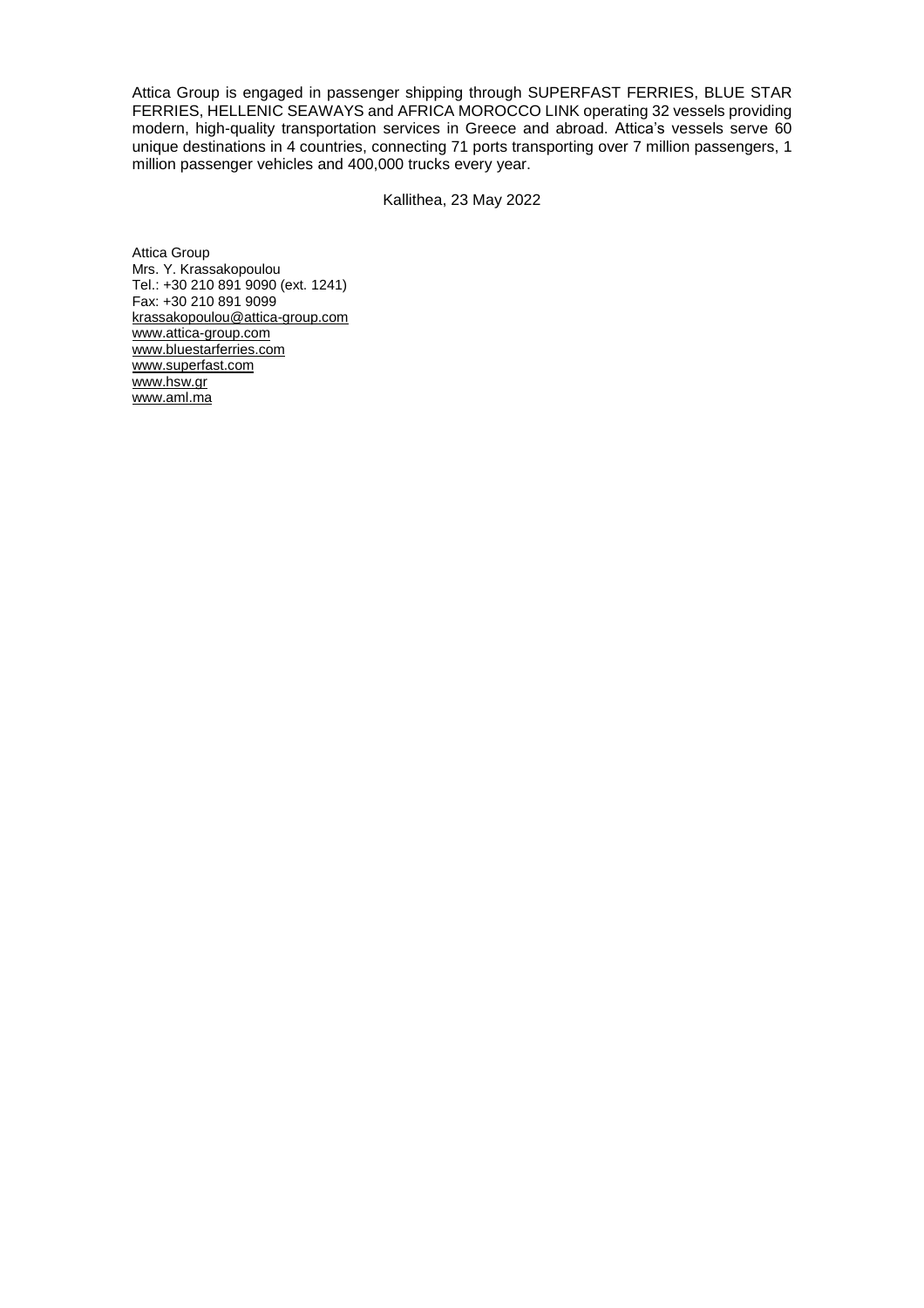Attica Group is engaged in passenger shipping through SUPERFAST FERRIES, BLUE STAR FERRIES, HELLENIC SEAWAYS and AFRICA MOROCCO LINK operating 32 vessels providing modern, high-quality transportation services in Greece and abroad. Attica's vessels serve 60 unique destinations in 4 countries, connecting 71 ports transporting over 7 million passengers, 1 million passenger vehicles and 400,000 trucks every year.

Kallithea, 23 May 2022

Attica Group
Mrs. Y. Krassakopoulou
Tel.: +30 210 891 9090 (ext. 1241)
Fax: +30 210 891 9099
krassakopoulou@attica-group.com
www.attica-group.com
www.bluestarferries.com
www.superfast.com
www.hsw.gr
www.aml.ma